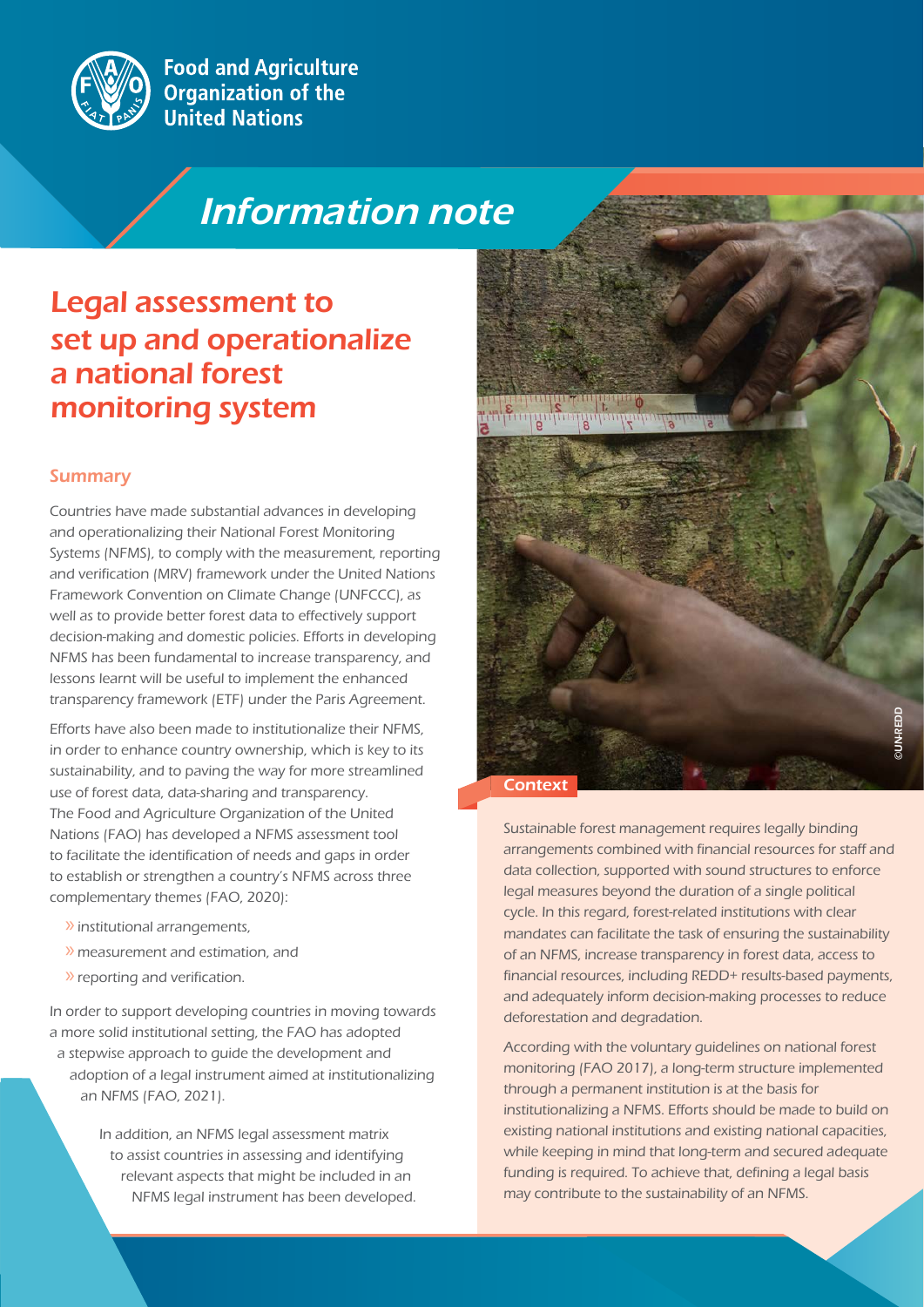Food and Agriculture Organization of the United Nations

# Information note

## Legal assessment to set up and operationalize a national forest monitoring system

### Summary

Countries have made substantial advances in developing and operationalizing their National Forest Monitoring Systems (NFMS), to comply with the measurement, reporting and verification (MRV) framework under the United Nations Framework Convention on Climate Change (UNFCCC), as well as to provide better forest data to effectively support decision-making and domestic policies. Efforts in developing NFMS has been fundamental to increase transparency, and lessons learnt will be useful to implement the enhanced transparency framework (ETF) under the Paris Agreement.

Efforts have also been made to institutionalize their NFMS, in order to enhance country ownership, which is key to its sustainability, and to paving the way for more streamlined use of forest data, data-sharing and transparency. The Food and Agriculture Organization of the United Nations (FAO) has developed a NFMS assessment tool to facilitate the identification of needs and gaps in order to establish or strengthen a country's NFMS across three complementary themes (FAO, 2020):

- institutional arrangements,
- measurement and estimation, and
- reporting and verification.

In order to support developing countries in moving towards a more solid institutional setting, the FAO has adopted a stepwise approach to guide the development and adoption of a legal instrument aimed at institutionalizing an NFMS (FAO, 2021).

In addition, an NFMS legal assessment matrix to assist countries in assessing and identifying relevant aspects that might be included in an NFMS legal instrument has been developed.

©UN-REDD

### Context

Sustainable forest management requires legally binding arrangements combined with financial resources for staff and data collection, supported with sound structures to enforce legal measures beyond the duration of a single political cycle. In this regard, forest-related institutions with clear mandates can facilitate the task of ensuring the sustainability of an NFMS, increase transparency in forest data, access to financial resources, including REDD+ results-based payments, and adequately inform decision-making processes to reduce deforestation and degradation.

According with the voluntary guidelines on national forest monitoring (FAO 2017), a long-term structure implemented through a permanent institution is at the basis for institutionalizing a NFMS. Efforts should be made to build on existing national institutions and existing national capacities, while keeping in mind that long-term and secured adequate funding is required. To achieve that, defining a legal basis may contribute to the sustainability of an NFMS.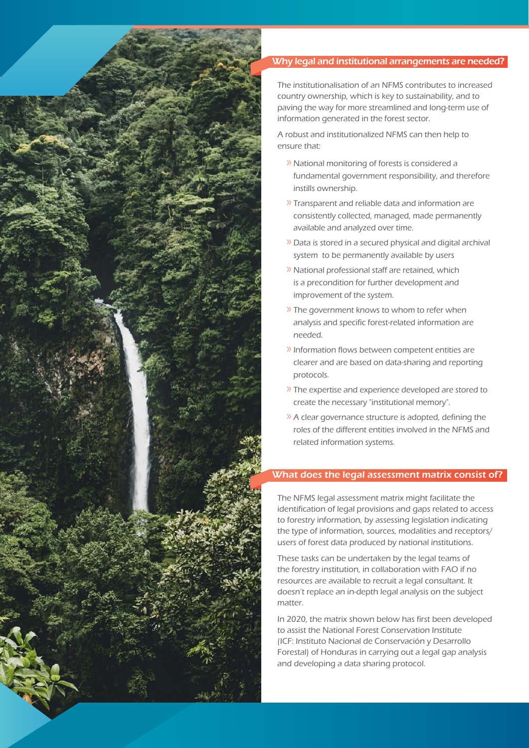## Why legal and institutional arrangements are needed?

The institutionalisation of an NFMS contributes to increased country ownership, which is key to sustainability, and to paving the way for more streamlined and long-term use of information generated in the forest sector.

A robust and institutionalized NFMS can then help to ensure that:

- National monitoring of forests is considered a fundamental government responsibility, and therefore instills ownership.
- Transparent and reliable data and information are consistently collected, managed, made permanently available and analyzed over time.
- Data is stored in a secured physical and digital archival system to be permanently available by users
- National professional staff are retained, which is a precondition for further development and improvement of the system.
- The government knows to whom to refer when analysis and specific forest-related information are needed.
- Information flows between competent entities are clearer and are based on data-sharing and reporting protocols.
- The expertise and experience developed are stored to create the necessary "institutional memory".
- A clear governance structure is adopted, defining the roles of the different entities involved in the NFMS and related information systems.

## What does the legal assessment matrix consist of?

The NFMS legal assessment matrix might facilitate the identification of legal provisions and gaps related to access to forestry information, by assessing legislation indicating the type of information, sources, modalities and receptors/users of forest data produced by national institutions.

These tasks can be undertaken by the legal teams of the forestry institution, in collaboration with FAO if no resources are available to recruit a legal consultant. It doesn't replace an in-depth legal analysis on the subject matter.

In 2020, the matrix shown below has first been developed to assist the National Forest Conservation Institute (ICF: Instituto Nacional de Conservación y Desarrollo Forestal) of Honduras in carrying out a legal gap analysis and developing a data sharing protocol.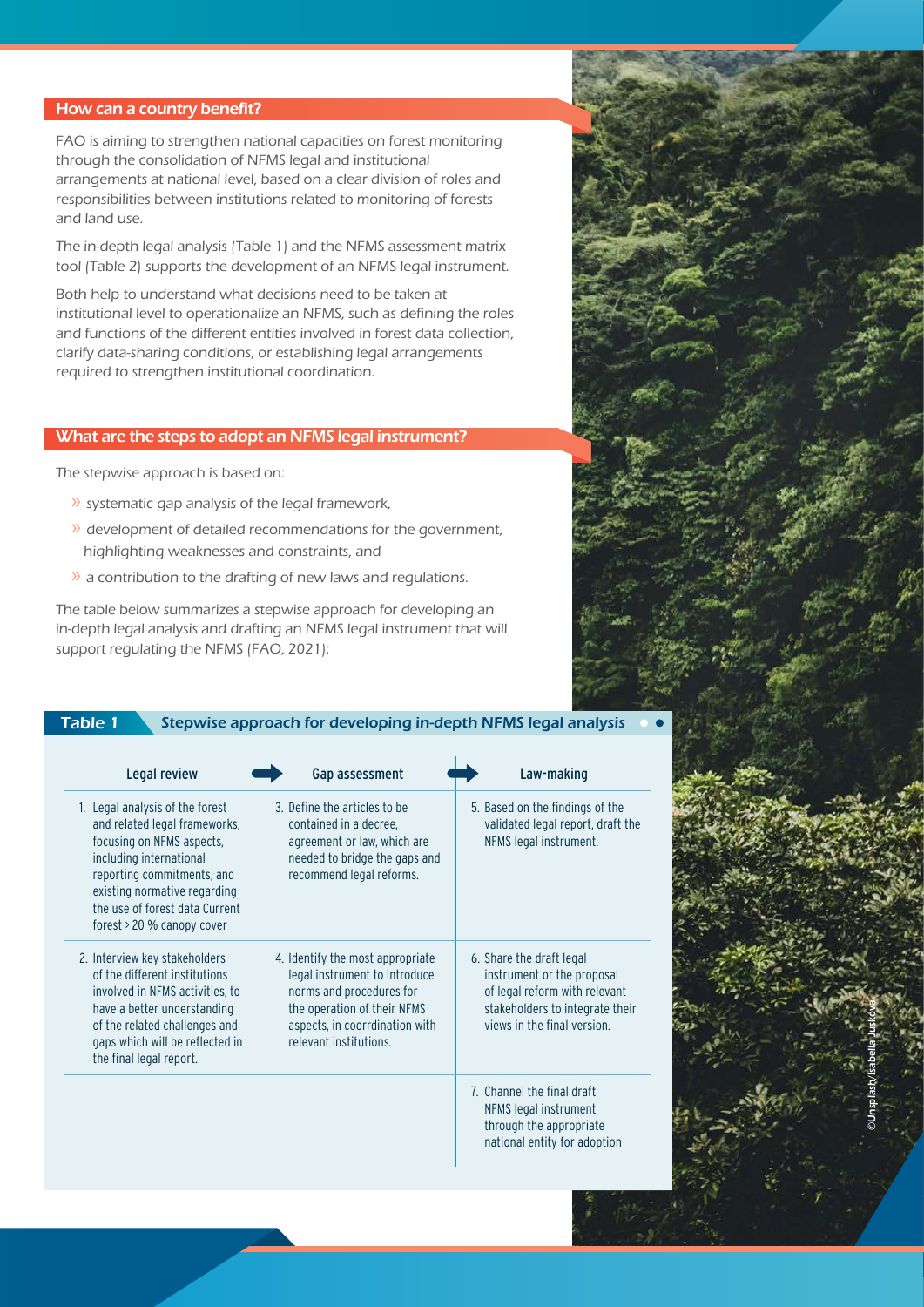## How can a country benefit?

FAO is aiming to strengthen national capacities on forest monitoring through the consolidation of NFMS legal and institutional arrangements at national level, based on a clear division of roles and responsibilities between institutions related to monitoring of forests and land use.

The in-depth legal analysis (Table 1) and the NFMS assessment matrix tool (Table 2) supports the development of an NFMS legal instrument.

Both help to understand what decisions need to be taken at institutional level to operationalize an NFMS, such as defining the roles and functions of the different entities involved in forest data collection, clarify data-sharing conditions, or establishing legal arrangements required to strengthen institutional coordination.

## What are the steps to adopt an NFMS legal instrument?

The stepwise approach is based on:

- systematic gap analysis of the legal framework,
- development of detailed recommendations for the government, highlighting weaknesses and constraints, and
- a contribution to the drafting of new laws and regulations.

The table below summarizes a stepwise approach for developing an in-depth legal analysis and drafting an NFMS legal instrument that will support regulating the NFMS (FAO, 2021):

**Table 1** Stepwise approach for developing in-depth NFMS legal analysis

| Legal review | Gap assessment | Law-making |
|---|---|---|
| 1. Legal analysis of the forest and related legal frameworks, focusing on NFMS aspects, including international reporting commitments, and existing normative regarding the use of forest data Current forest > 20 % canopy cover | 3. Define the articles to be contained in a decree, agreement or law, which are needed to bridge the gaps and recommend legal reforms. | 5. Based on the findings of the validated legal report, draft the NFMS legal instrument. |
| 2. Interview key stakeholders of the different institutions involved in NFMS activities, to have a better understanding of the related challenges and gaps which will be reflected in the final legal report. | 4. Identify the most appropriate legal instrument to introduce norms and procedures for the operation of their NFMS aspects, in coorrdination with relevant institutions. | 6. Share the draft legal instrument or the proposal of legal reform with relevant stakeholders to integrate their views in the final version. |
| | | 7. Channel the final draft NFMS legal instrument through the appropriate national entity for adoption |

©Unsplash/Isabella Juskova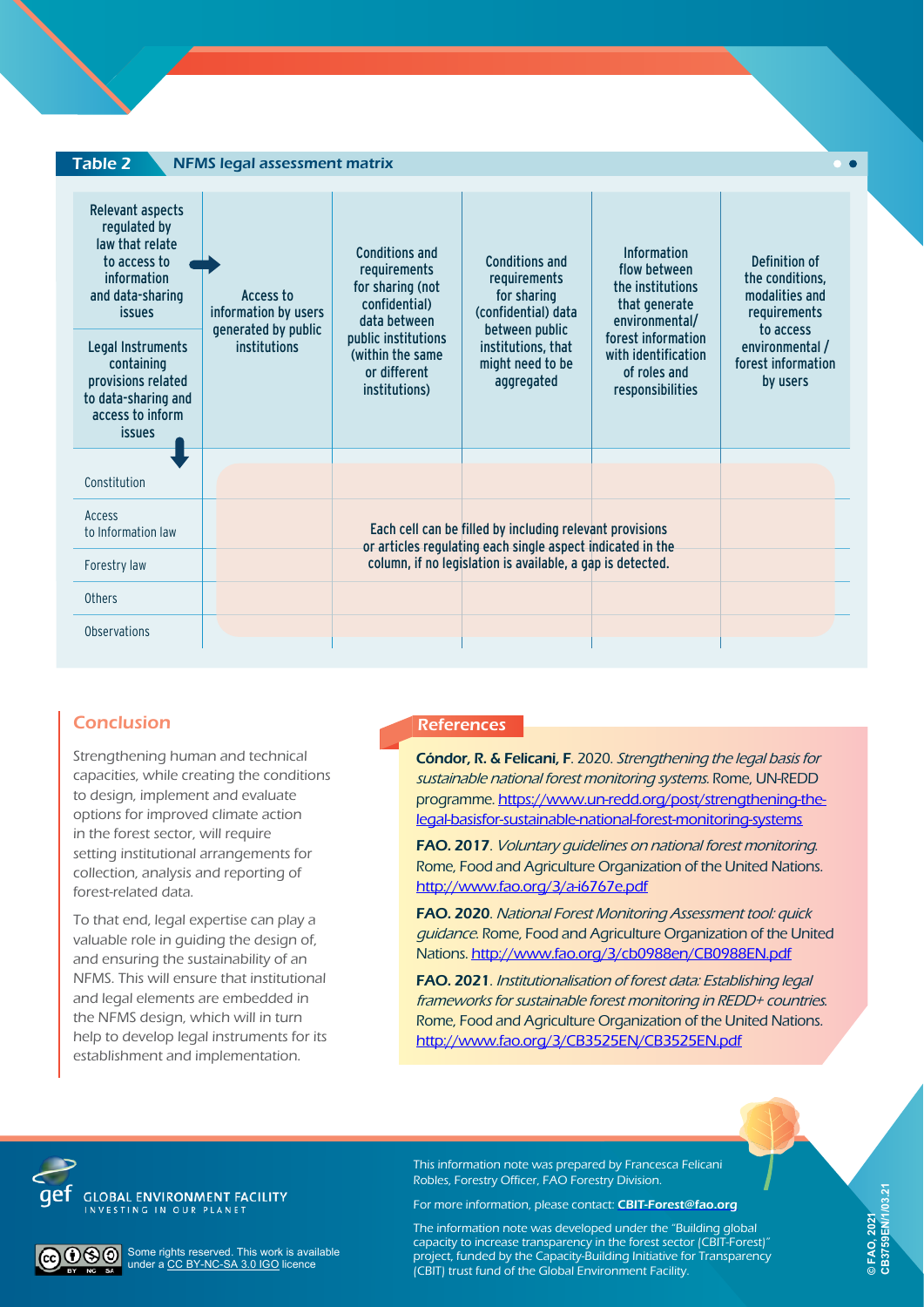**Table 2** NFMS legal assessment matrix

| Relevant aspects regulated by law that relate to access to information and data-sharing issues → / Legal Instruments containing provisions related to data-sharing and access to inform issues ↓ | Access to information by users generated by public institutions | Conditions and requirements for sharing (not confidential) data between public institutions (within the same or different institutions) | Conditions and requirements for sharing (confidential) data between public institutions, that might need to be aggregated | Information flow between the institutions that generate environmental/ forest information with identification of roles and responsibilities | Definition of the conditions, modalities and requirements to access environmental / forest information by users |
|---|---|---|---|---|---|
| Constitution | Each cell can be filled by including relevant provisions or articles regulating each single aspect indicated in the column, if no legislation is available, a gap is detected. | | | | |
| Access to Information law | | | | | |
| Forestry law | | | | | |
| Others | | | | | |
| Observations | | | | | |

## Conclusion

Strengthening human and technical capacities, while creating the conditions to design, implement and evaluate options for improved climate action in the forest sector, will require setting institutional arrangements for collection, analysis and reporting of forest-related data.

To that end, legal expertise can play a valuable role in guiding the design of, and ensuring the sustainability of an NFMS. This will ensure that institutional and legal elements are embedded in the NFMS design, which will in turn help to develop legal instruments for its establishment and implementation.

## References

**Cóndor, R. & Felicani, F**. 2020. *Strengthening the legal basis for sustainable national forest monitoring systems*. Rome, UN-REDD programme. https://www.un-redd.org/post/strengthening-the-legal-basisfor-sustainable-national-forest-monitoring-systems

**FAO. 2017**. *Voluntary guidelines on national forest monitoring*. Rome, Food and Agriculture Organization of the United Nations. http://www.fao.org/3/a-i6767e.pdf

**FAO. 2020**. *National Forest Monitoring Assessment tool: quick guidance*. Rome, Food and Agriculture Organization of the United Nations. http://www.fao.org/3/cb0988en/CB0988EN.pdf

**FAO. 2021**. *Institutionalisation of forest data: Establishing legal frameworks for sustainable forest monitoring in REDD+ countries*. Rome, Food and Agriculture Organization of the United Nations. http://www.fao.org/3/CB3525EN/CB3525EN.pdf

GEF GLOBAL ENVIRONMENT FACILITY
INVESTING IN OUR PLANET

Some rights reserved. This work is available under a CC BY-NC-SA 3.0 IGO licence

This information note was prepared by Francesca Felicani Robles, Forestry Officer, FAO Forestry Division.

For more information, please contact: **CBIT-Forest@fao.org**

The information note was developed under the "Building global capacity to increase transparency in the forest sector (CBIT-Forest)" project, funded by the Capacity-Building Initiative for Transparency (CBIT) trust fund of the Global Environment Facility.

© FAO, 2021
CB3759EN/1/03.21